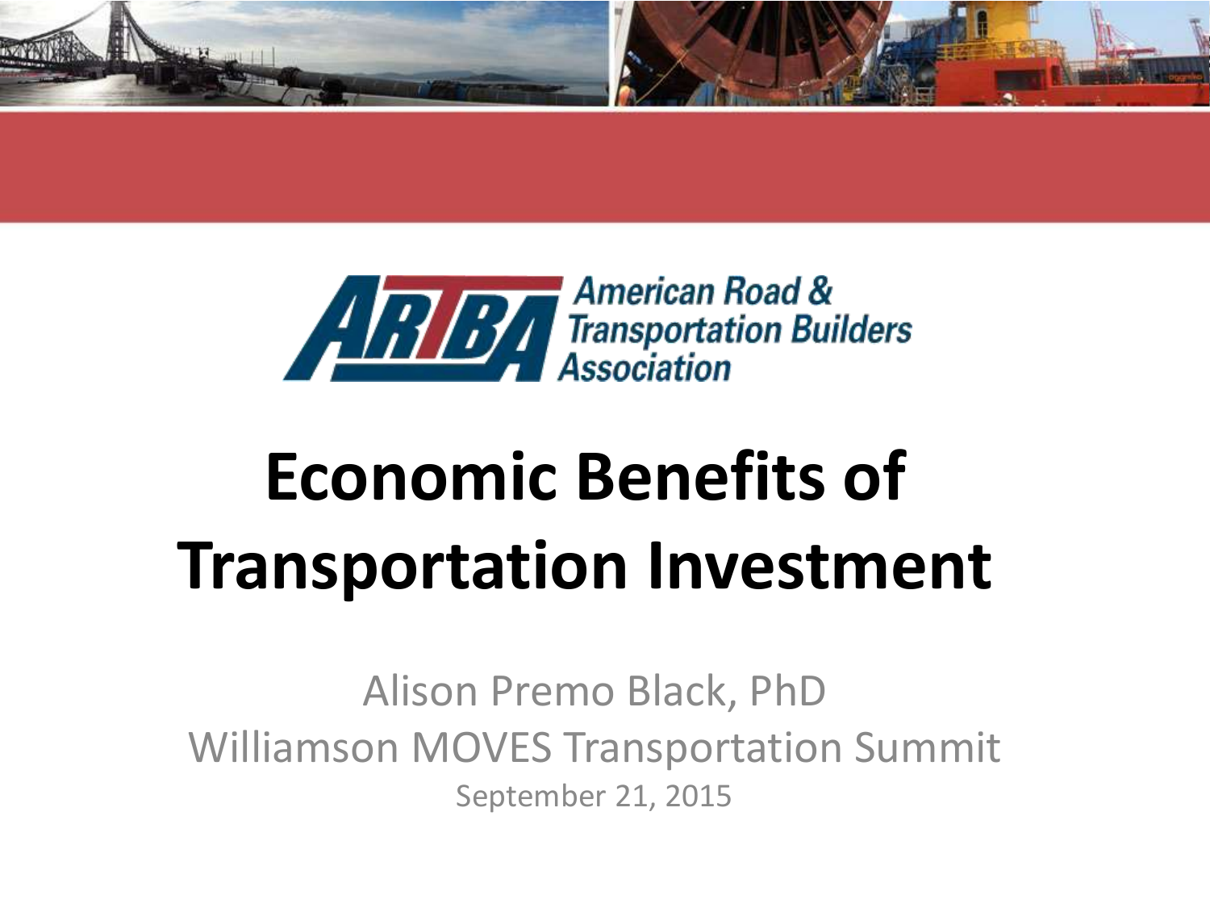American Road & Transportation Builders Association

# Economic Benefits of Transportation Investment

Alison Premo Black, PhD

Williamson MOVES Transportation Summit

September 21, 2015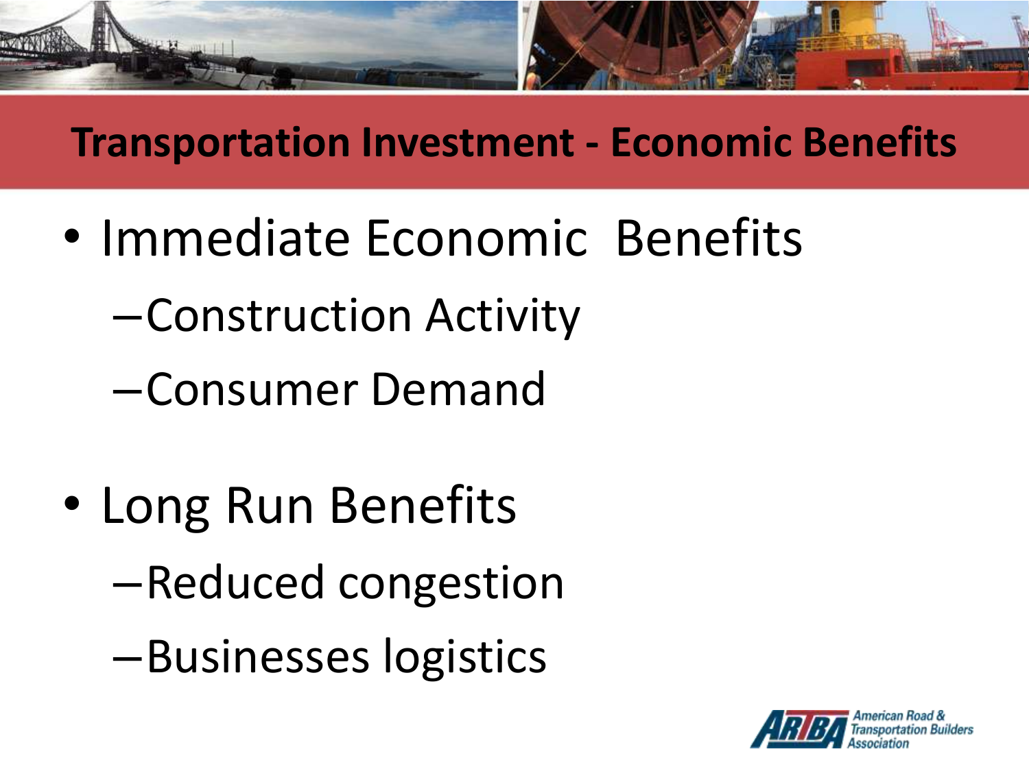## Transportation Investment - Economic Benefits

- Immediate Economic Benefits
  - Construction Activity
  - Consumer Demand
- Long Run Benefits
  - Reduced congestion
  - Businesses logistics

American Road & Transportation Builders Association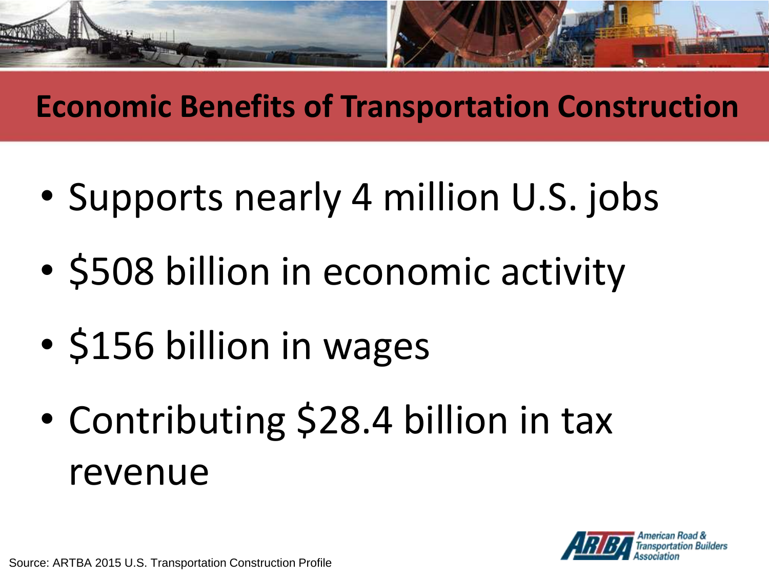# Economic Benefits of Transportation Construction

- Supports nearly 4 million U.S. jobs
- $508 billion in economic activity
- $156 billion in wages
- Contributing $28.4 billion in tax revenue

Source: ARTBA 2015 U.S. Transportation Construction Profile

ARTBA American Road & Transportation Builders Association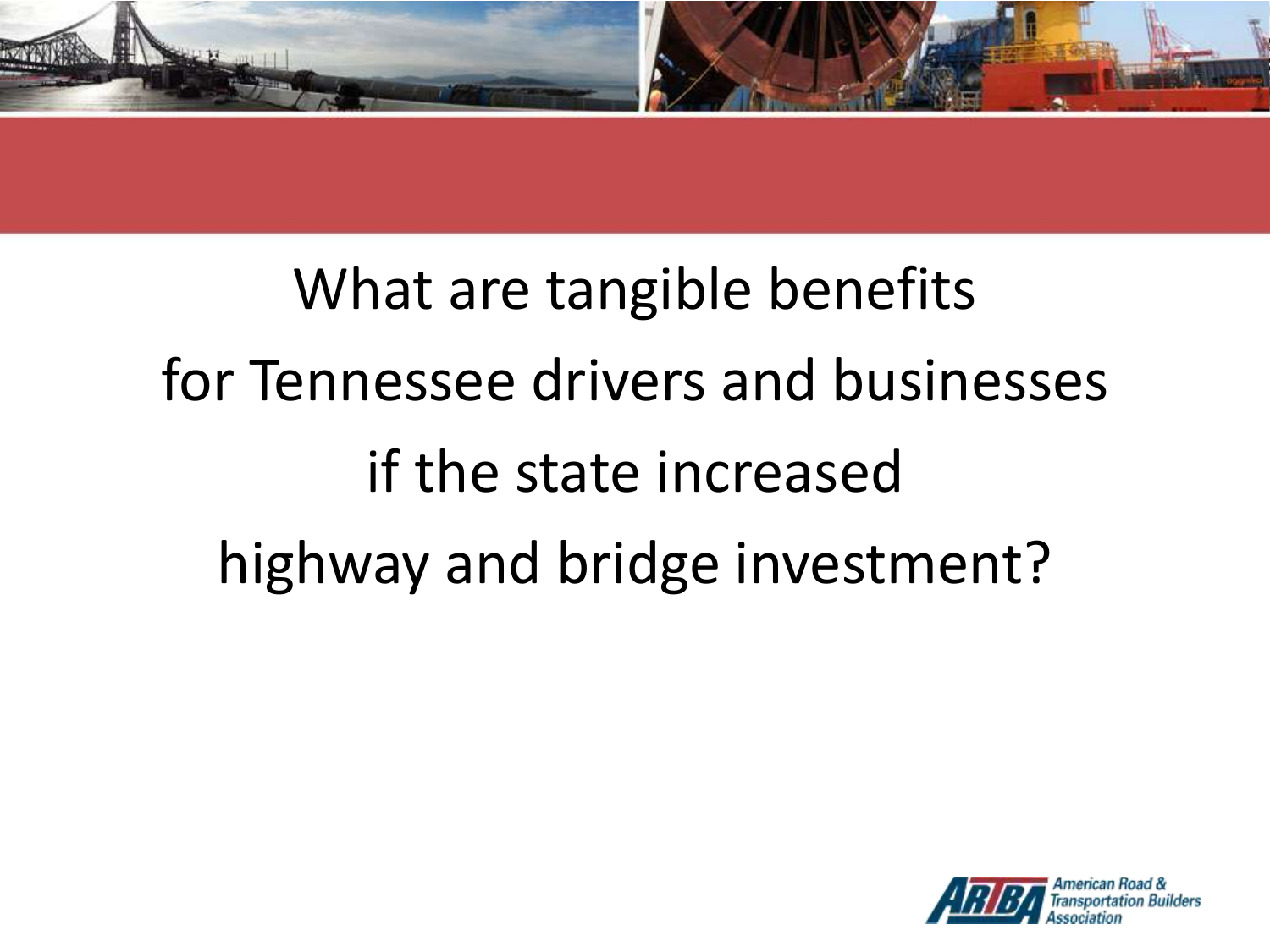What are tangible benefits for Tennessee drivers and businesses if the state increased highway and bridge investment?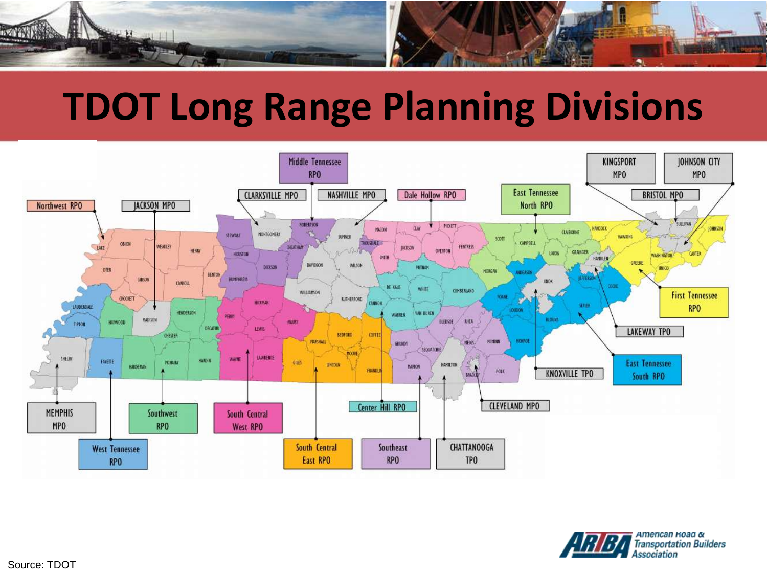# TDOT Long Range Planning Divisions

Middle Tennessee RPO

CLARKSVILLE MPO

NASHVILLE MPO

Dale Hollow RPO

East Tennessee North RPO

KINGSPORT MPO

JOHNSON CITY MPO

BRISTOL MPO

Northwest RPO

JACKSON MPO

First Tennessee RPO

LAKEWAY TPO

East Tennessee South RPO

KNOXVILLE TPO

CLEVELAND MPO

Center Hill RPO

MEMPHIS MPO

Southwest RPO

South Central West RPO

West Tennessee RPO

South Central East RPO

Southeast RPO

CHATTANOOGA TPO

Source: TDOT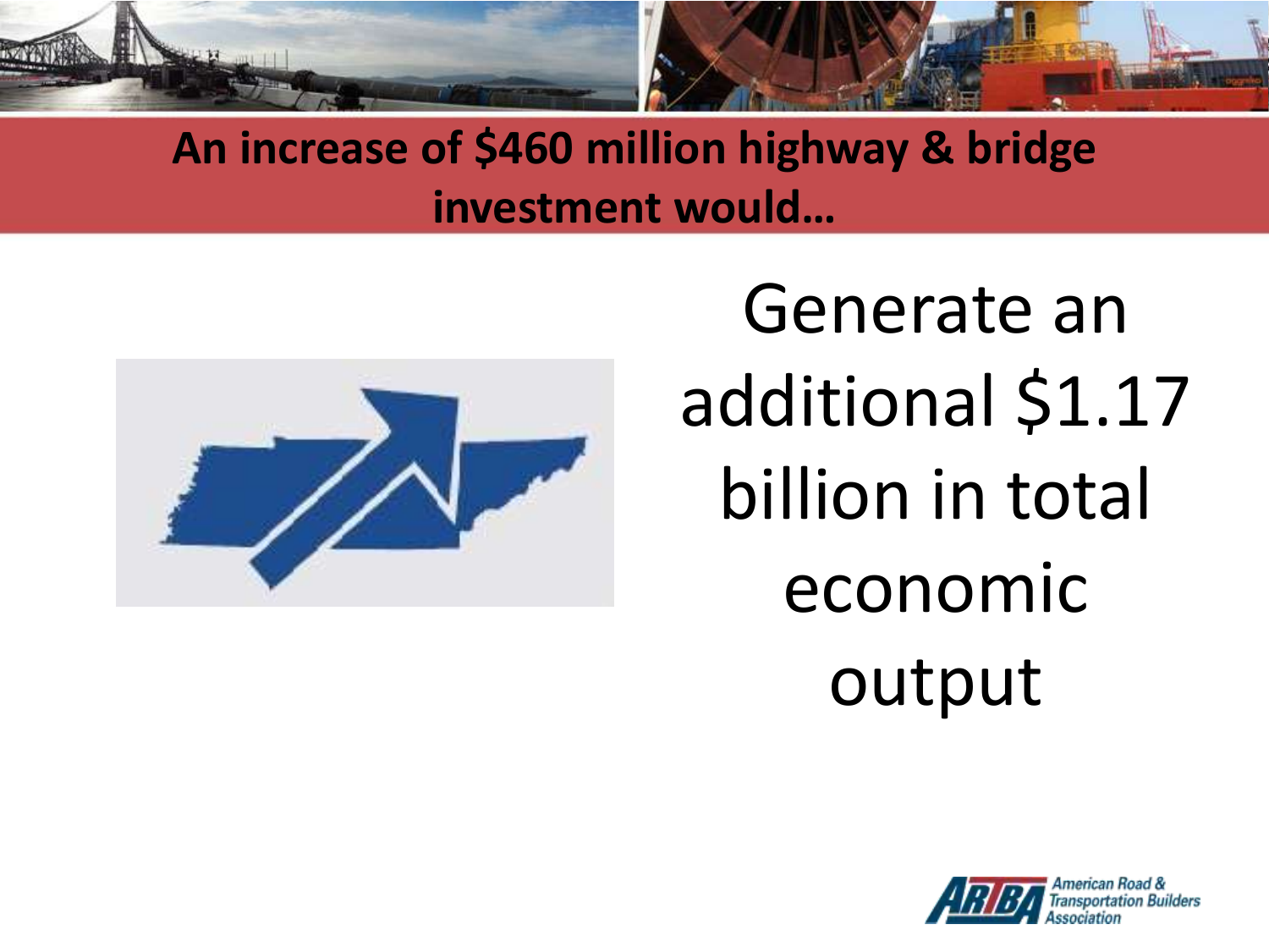## An increase of $460 million highway & bridge investment would…

Generate an additional $1.17 billion in total economic output

American Road & Transportation Builders Association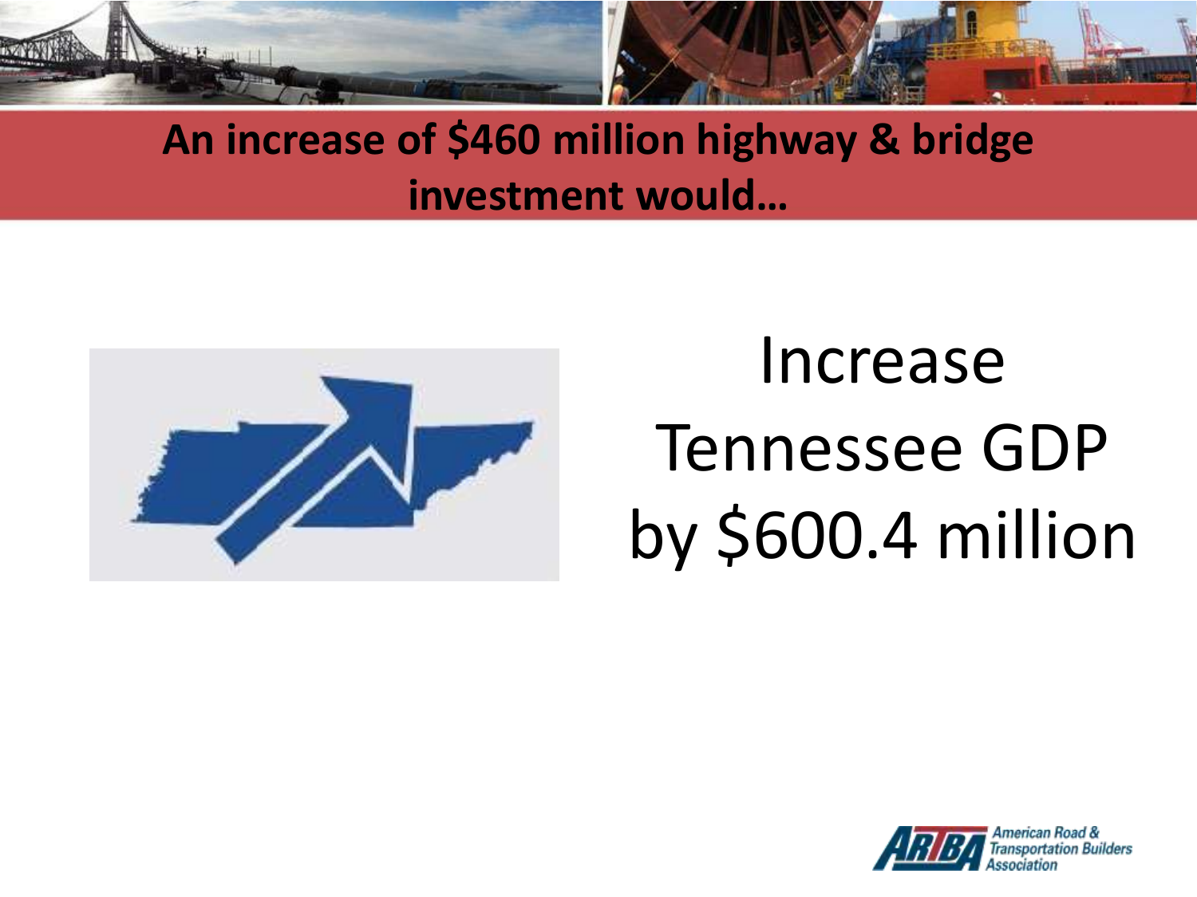## An increase of $460 million highway & bridge investment would…

Increase Tennessee GDP by $600.4 million

American Road & Transportation Builders Association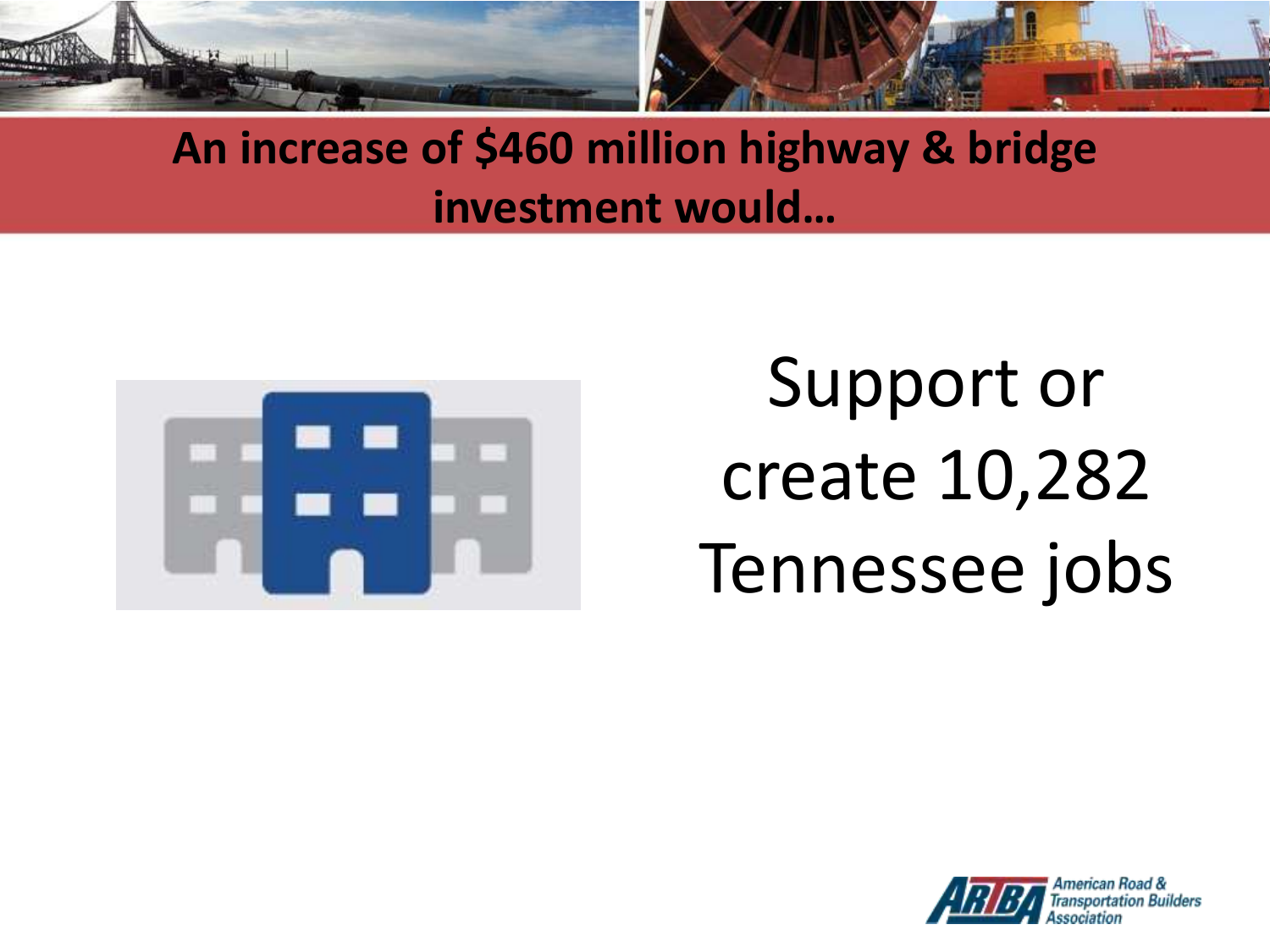## An increase of $460 million highway & bridge investment would…

Support or create 10,282 Tennessee jobs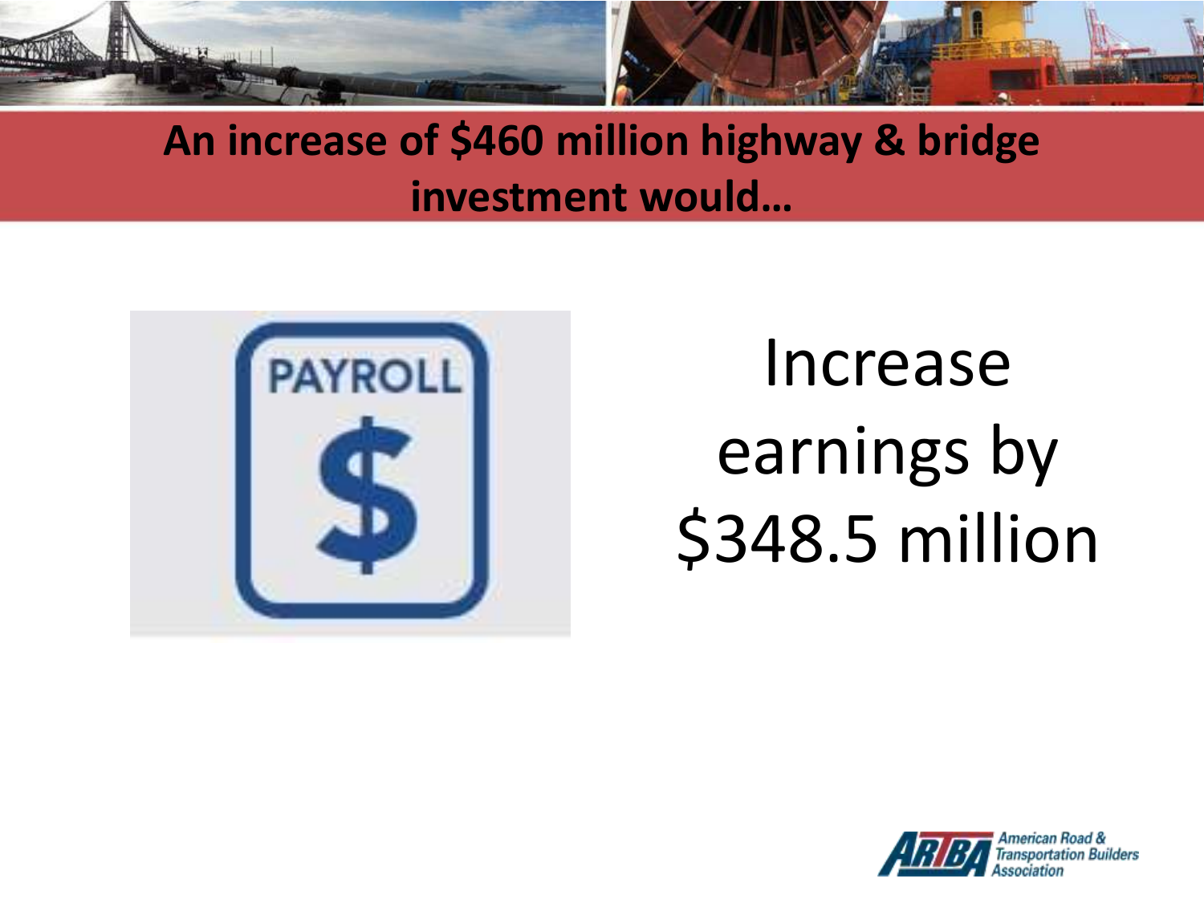## An increase of $460 million highway & bridge investment would…

PAYROLL

Increase earnings by $348.5 million

American Road & Transportation Builders Association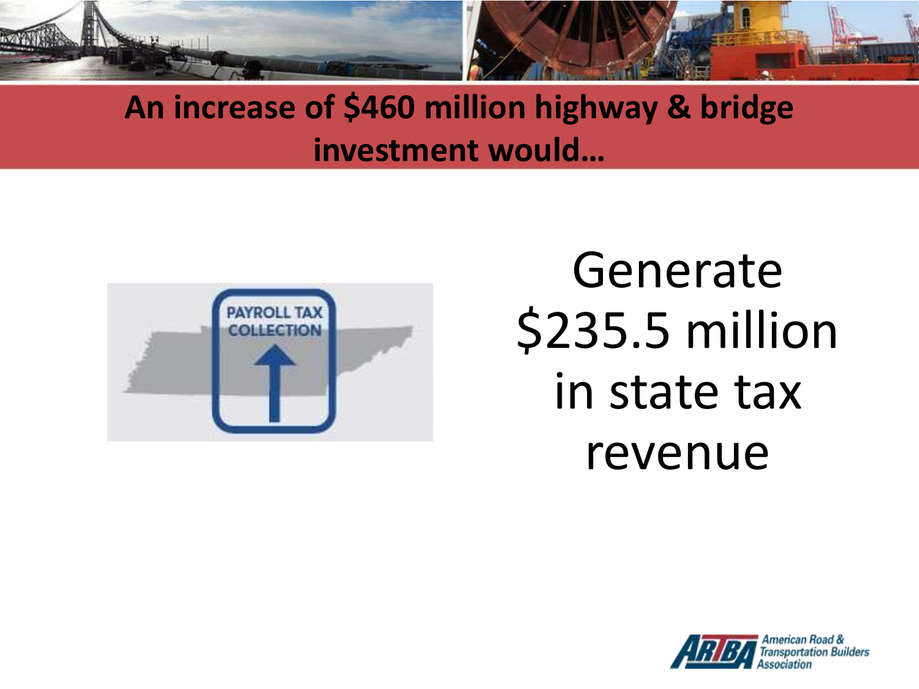## An increase of $460 million highway & bridge investment would…

Generate $235.5 million in state tax revenue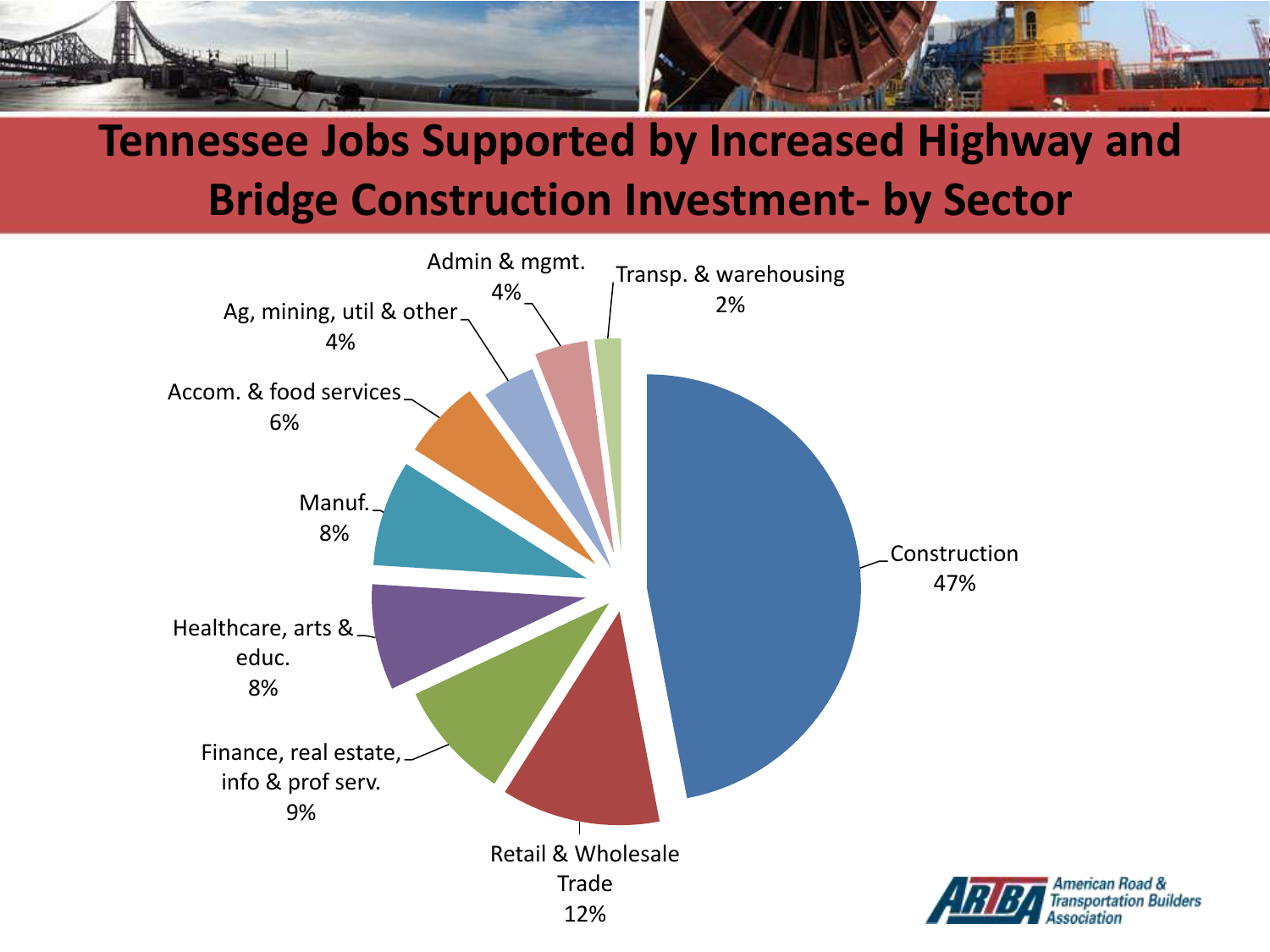# Tennessee Jobs Supported by Increased Highway and Bridge Construction Investment- by Sector

| Sector | Share |
|---|---|
| Construction | 47% |
| Retail & Wholesale Trade | 12% |
| Finance, real estate, info & prof serv. | 9% |
| Healthcare, arts & educ. | 8% |
| Manuf. | 8% |
| Accom. & food services | 6% |
| Ag, mining, util & other | 4% |
| Admin & mgmt. | 4% |
| Transp. & warehousing | 2% |

American Road & Transportation Builders Association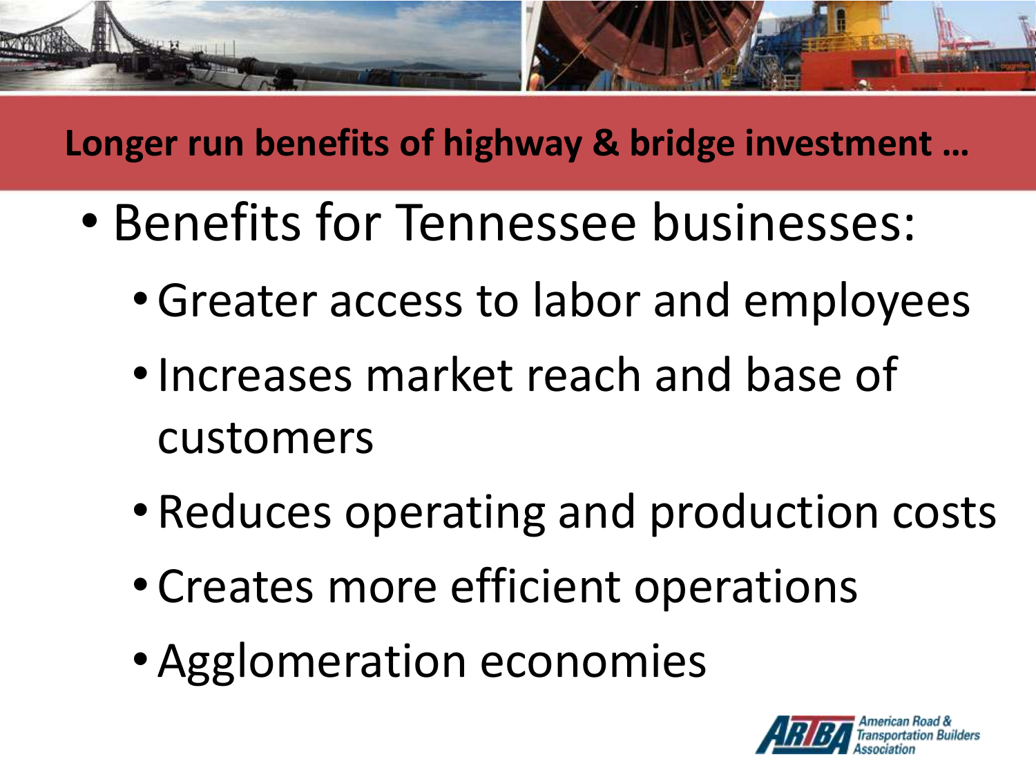## Longer run benefits of highway & bridge investment …

- Benefits for Tennessee businesses:
  - Greater access to labor and employees
  - Increases market reach and base of customers
  - Reduces operating and production costs
  - Creates more efficient operations
  - Agglomeration economies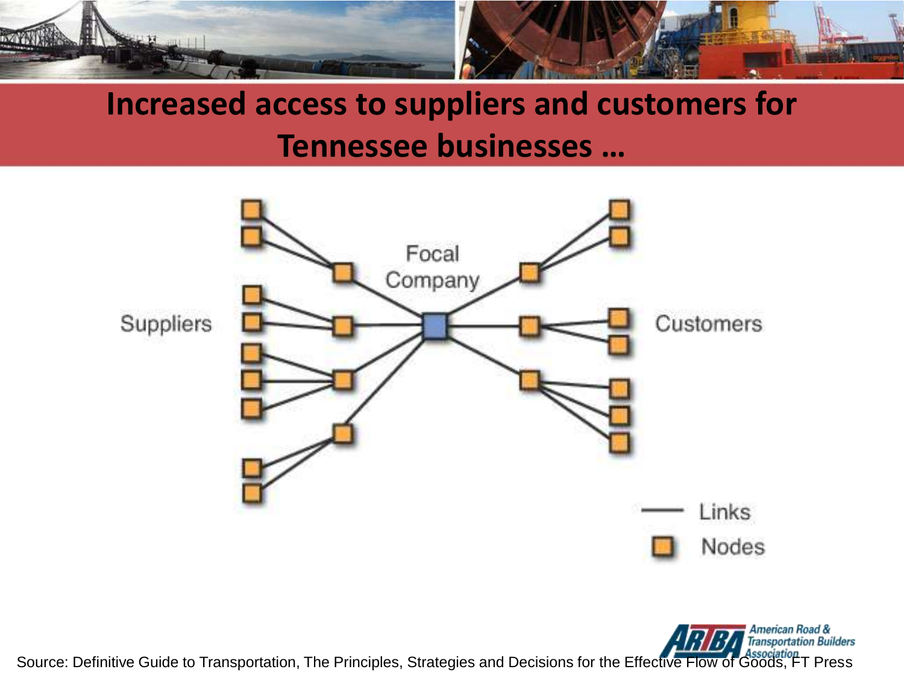# Increased access to suppliers and customers for Tennessee businesses …

Suppliers

Focal Company

Customers

Links

Nodes

Source: Definitive Guide to Transportation, The Principles, Strategies and Decisions for the Effective Flow of Goods, FT Press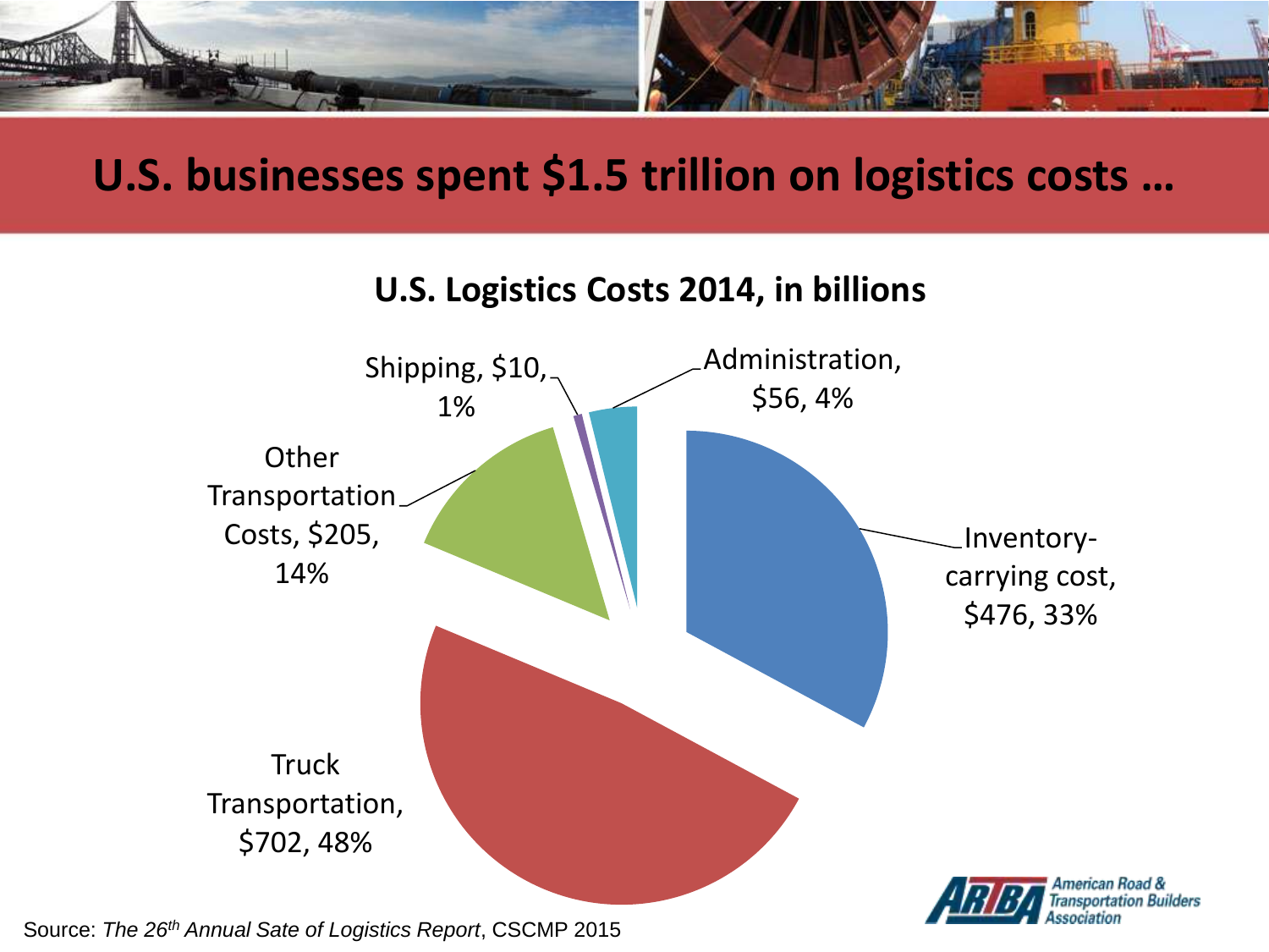# U.S. businesses spent $1.5 trillion on logistics costs …

## U.S. Logistics Costs 2014, in billions

| Category | Cost (billions) | Share |
| --- | --- | --- |
| Truck Transportation | $702 | 48% |
| Inventory-carrying cost | $476 | 33% |
| Other Transportation Costs | $205 | 14% |
| Administration | $56 | 4% |
| Shipping | $10 | 1% |

Source: *The 26th Annual Sate of Logistics Report*, CSCMP 2015

American Road & Transportation Builders Association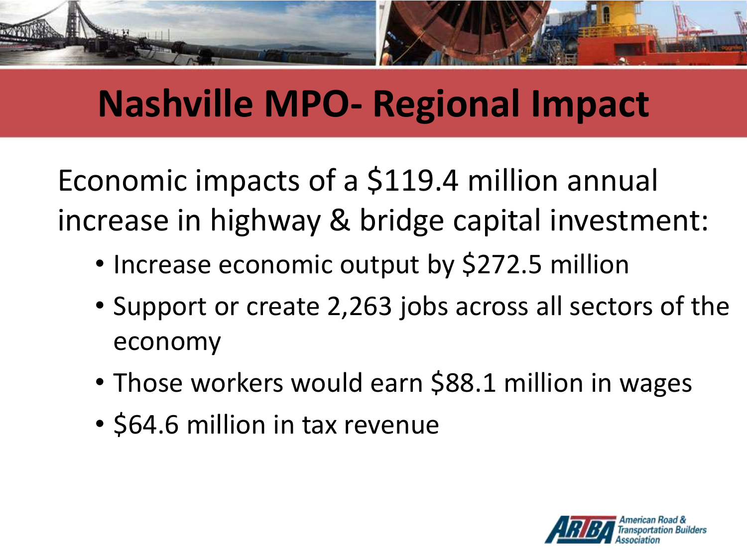# Nashville MPO- Regional Impact

Economic impacts of a $119.4 million annual increase in highway & bridge capital investment:

- Increase economic output by $272.5 million
- Support or create 2,263 jobs across all sectors of the economy
- Those workers would earn $88.1 million in wages
- $64.6 million in tax revenue

American Road & Transportation Builders Association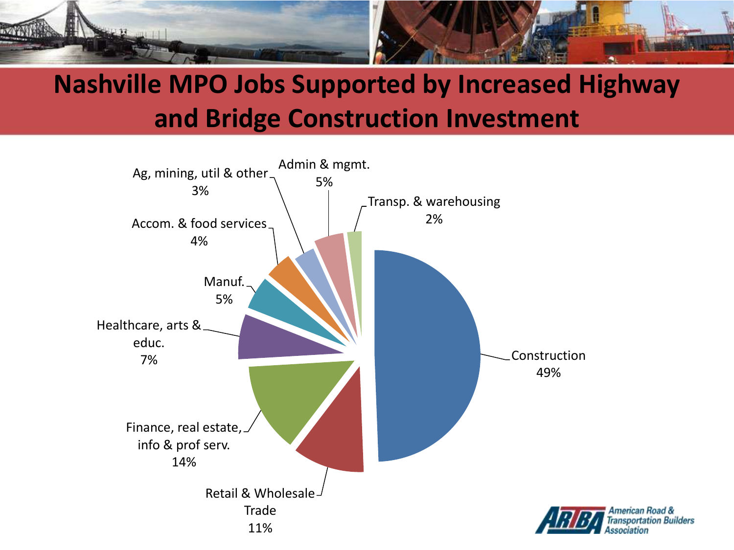# Nashville MPO Jobs Supported by Increased Highway and Bridge Construction Investment

| Sector | Share |
| --- | --- |
| Construction | 49% |
| Finance, real estate, info & prof serv. | 14% |
| Retail & Wholesale Trade | 11% |
| Healthcare, arts & educ. | 7% |
| Manuf. | 5% |
| Admin & mgmt. | 5% |
| Accom. & food services | 4% |
| Ag, mining, util & other | 3% |
| Transp. & warehousing | 2% |

American Road & Transportation Builders Association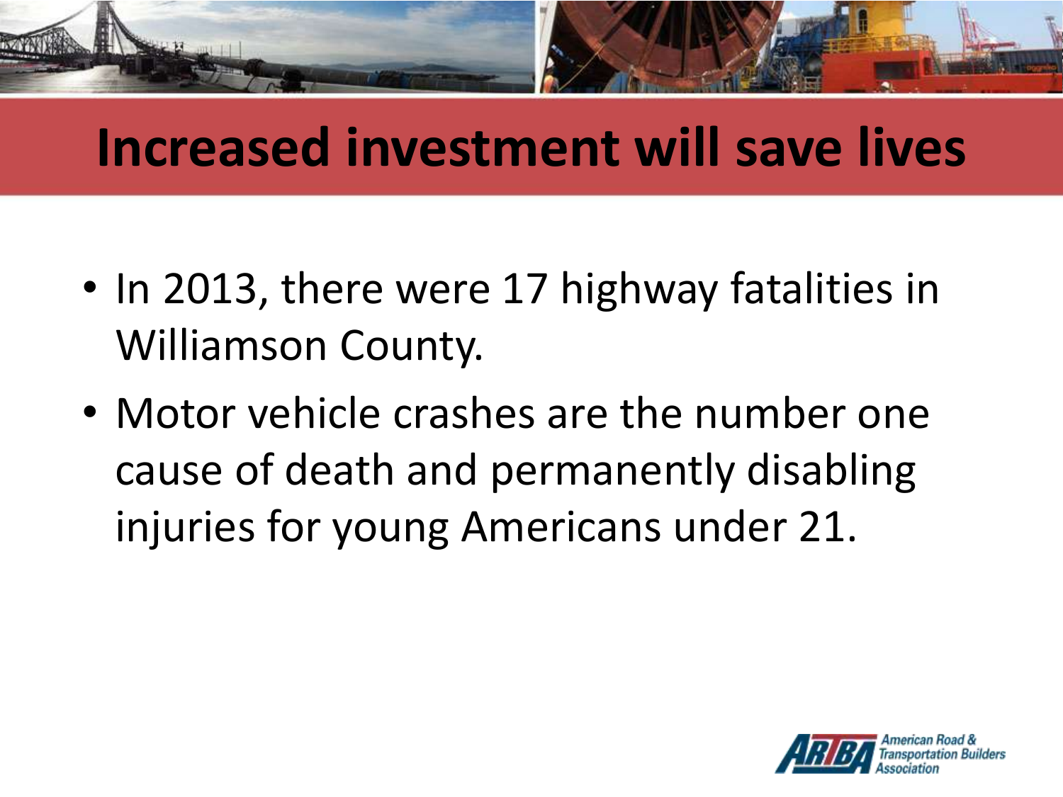# Increased investment will save lives

- In 2013, there were 17 highway fatalities in Williamson County.
- Motor vehicle crashes are the number one cause of death and permanently disabling injuries for young Americans under 21.

ARTBA American Road & Transportation Builders Association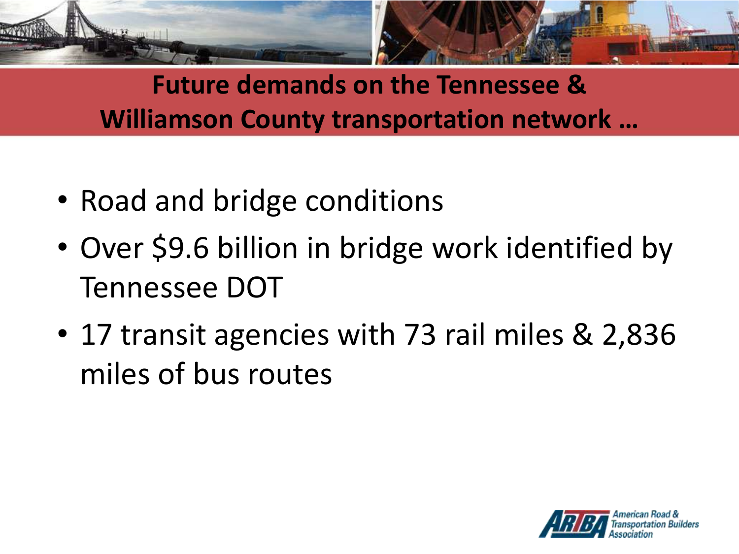## Future demands on the Tennessee & Williamson County transportation network …

- Road and bridge conditions
- Over $9.6 billion in bridge work identified by Tennessee DOT
- 17 transit agencies with 73 rail miles & 2,836 miles of bus routes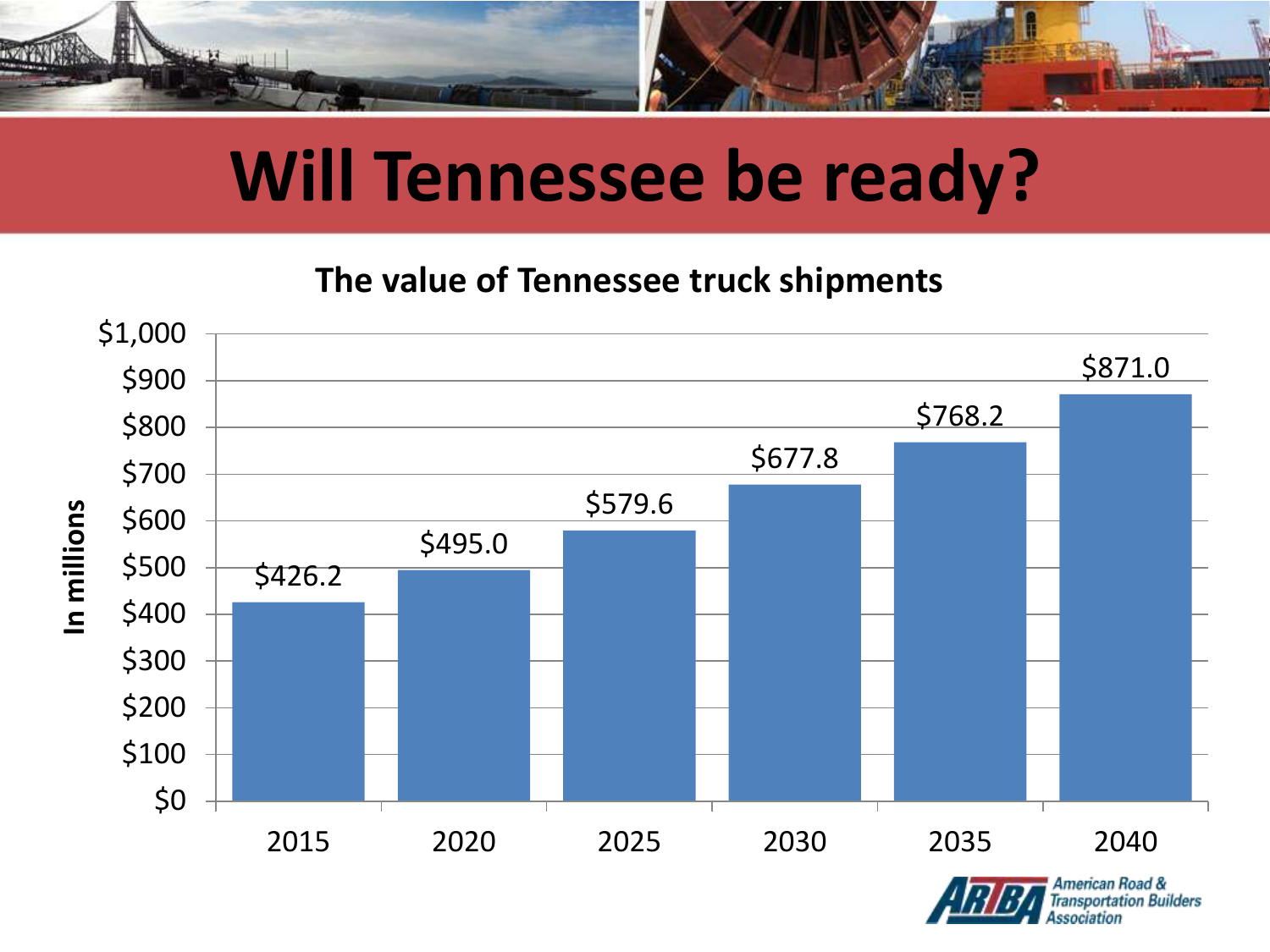# Will Tennessee be ready?

**The value of Tennessee truck shipments**

In millions

| Year | Value |
|---|---|
| 2015 | $426.2 |
| 2020 | $495.0 |
| 2025 | $579.6 |
| 2030 | $677.8 |
| 2035 | $768.2 |
| 2040 | $871.0 |

American Road & Transportation Builders Association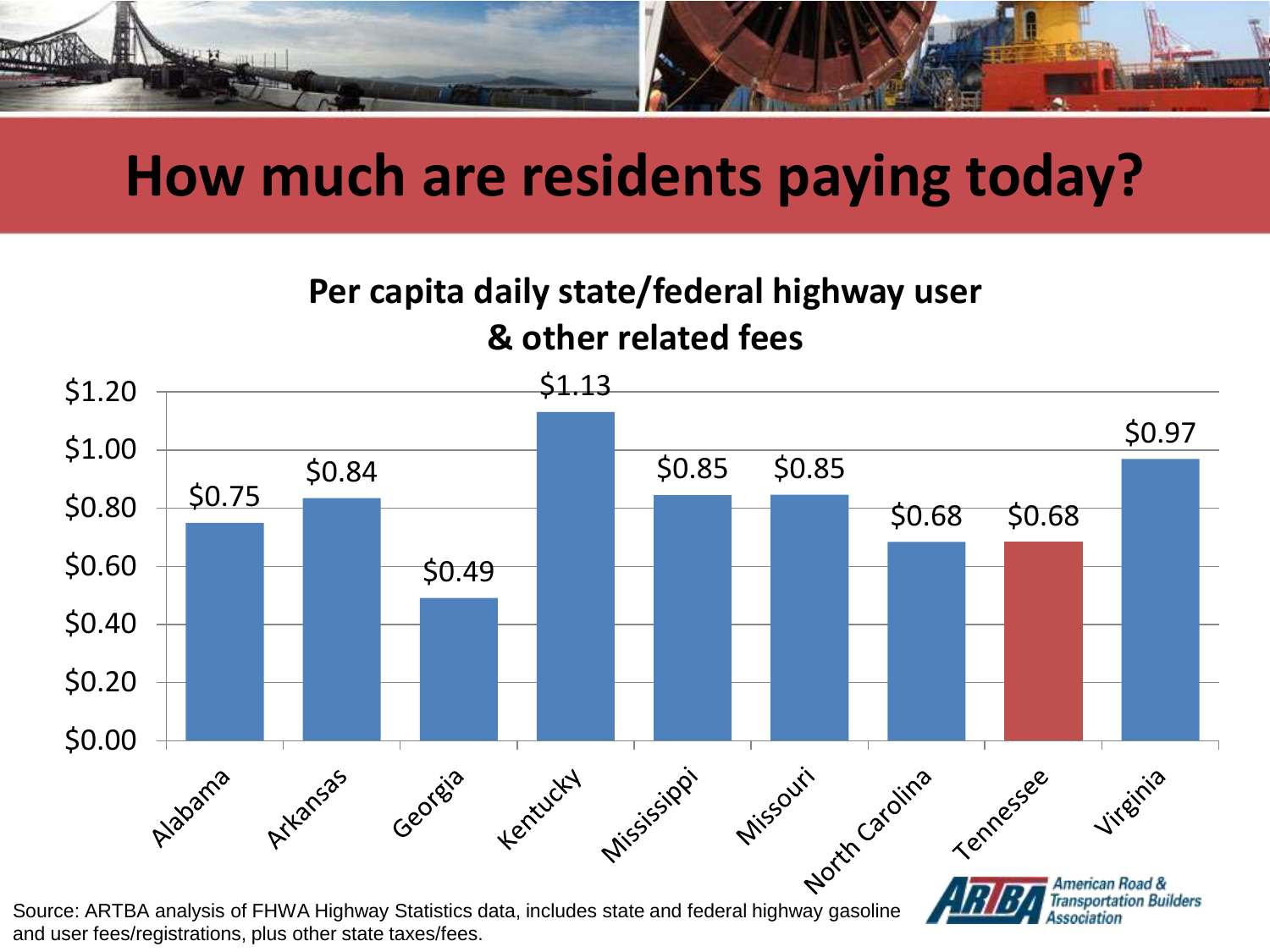# How much are residents paying today?

## Per capita daily state/federal highway user & other related fees

| State | Per capita daily fees |
| --- | --- |
| Alabama | $0.75 |
| Arkansas | $0.84 |
| Georgia | $0.49 |
| Kentucky | $1.13 |
| Mississippi | $0.85 |
| Missouri | $0.85 |
| North Carolina | $0.68 |
| Tennessee | $0.68 |
| Virginia | $0.97 |

Source: ARTBA analysis of FHWA Highway Statistics data, includes state and federal highway gasoline and user fees/registrations, plus other state taxes/fees.

ARTBA American Road & Transportation Builders Association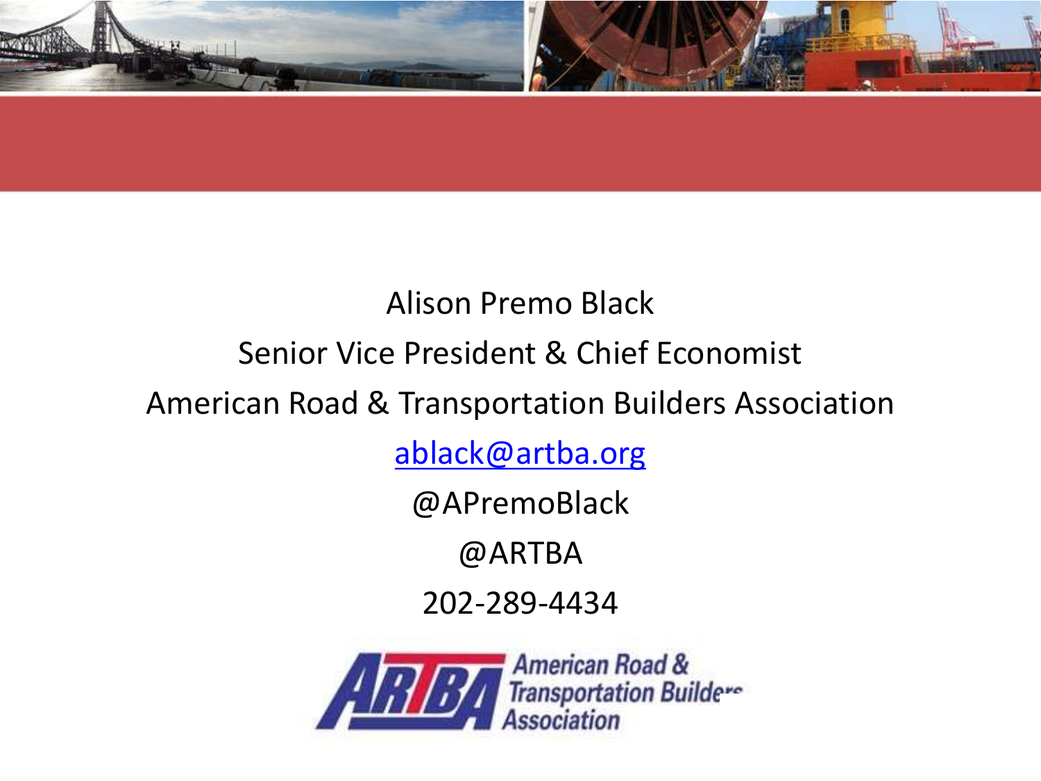Alison Premo Black

Senior Vice President & Chief Economist

American Road & Transportation Builders Association

ablack@artba.org

@APremoBlack

@ARTBA

202-289-4434

ARTBA American Road & Transportation Builders Association